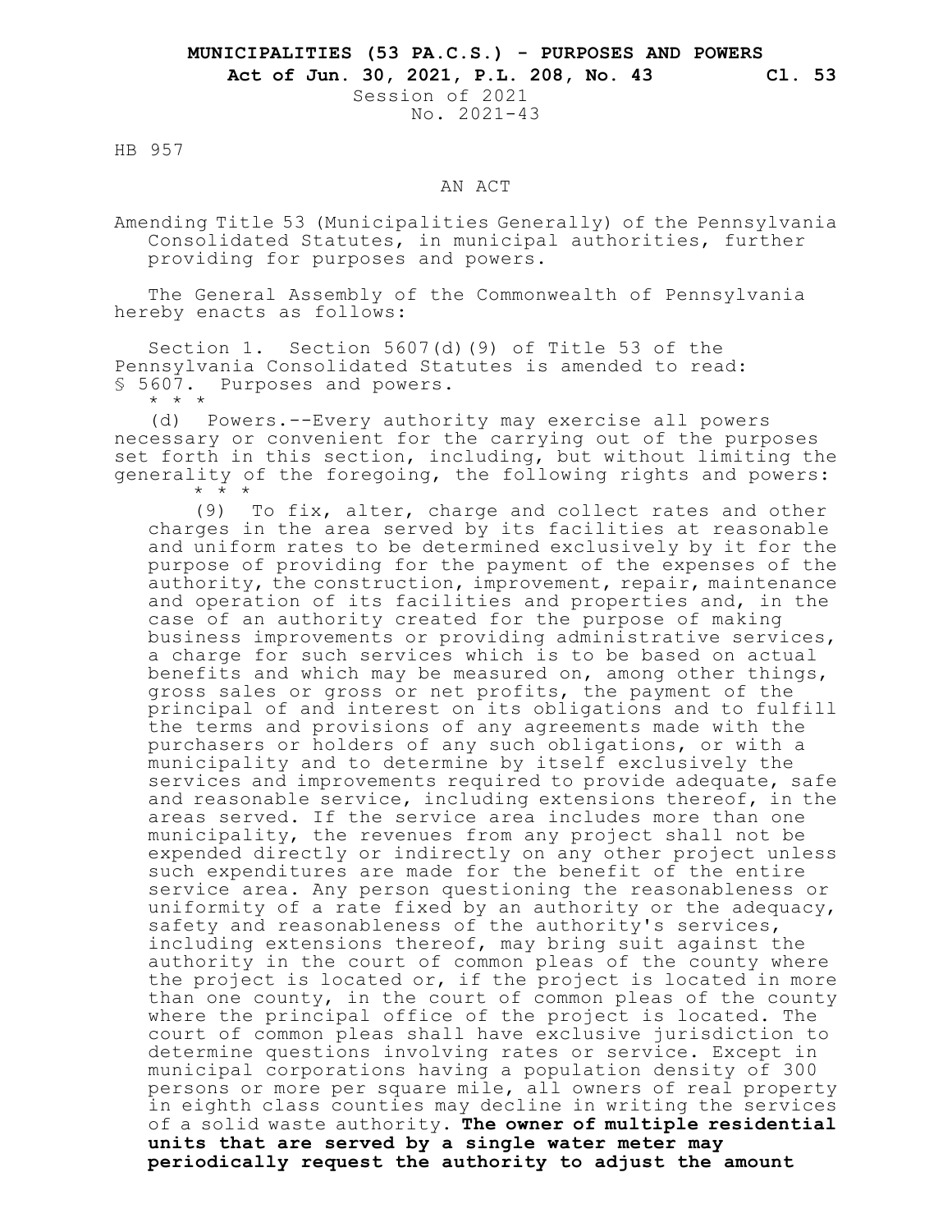**MUNICIPALITIES (53 PA.C.S.) - PURPOSES AND POWERS**

**Act of Jun. 30, 2021, P.L. 208, No. 43 Cl. 53**

Session of 2021
No. 2021-43

HB 957

AN ACT

Amending Title 53 (Municipalities Generally) of the Pennsylvania Consolidated Statutes, in municipal authorities, further providing for purposes and powers.

The General Assembly of the Commonwealth of Pennsylvania hereby enacts as follows:

Section 1. Section 5607(d)(9) of Title 53 of the Pennsylvania Consolidated Statutes is amended to read:
§ 5607. Purposes and powers.
\* \* \*

(d) Powers.--Every authority may exercise all powers necessary or convenient for the carrying out of the purposes set forth in this section, including, but without limiting the generality of the foregoing, the following rights and powers:
\* \* \*

(9) To fix, alter, charge and collect rates and other charges in the area served by its facilities at reasonable and uniform rates to be determined exclusively by it for the purpose of providing for the payment of the expenses of the authority, the construction, improvement, repair, maintenance and operation of its facilities and properties and, in the case of an authority created for the purpose of making business improvements or providing administrative services, a charge for such services which is to be based on actual benefits and which may be measured on, among other things, gross sales or gross or net profits, the payment of the principal of and interest on its obligations and to fulfill the terms and provisions of any agreements made with the purchasers or holders of any such obligations, or with a municipality and to determine by itself exclusively the services and improvements required to provide adequate, safe and reasonable service, including extensions thereof, in the areas served. If the service area includes more than one municipality, the revenues from any project shall not be expended directly or indirectly on any other project unless such expenditures are made for the benefit of the entire service area. Any person questioning the reasonableness or uniformity of a rate fixed by an authority or the adequacy, safety and reasonableness of the authority's services, including extensions thereof, may bring suit against the authority in the court of common pleas of the county where the project is located or, if the project is located in more than one county, in the court of common pleas of the county where the principal office of the project is located. The court of common pleas shall have exclusive jurisdiction to determine questions involving rates or service. Except in municipal corporations having a population density of 300 persons or more per square mile, all owners of real property in eighth class counties may decline in writing the services of a solid waste authority. **The owner of multiple residential units that are served by a single water meter may periodically request the authority to adjust the amount**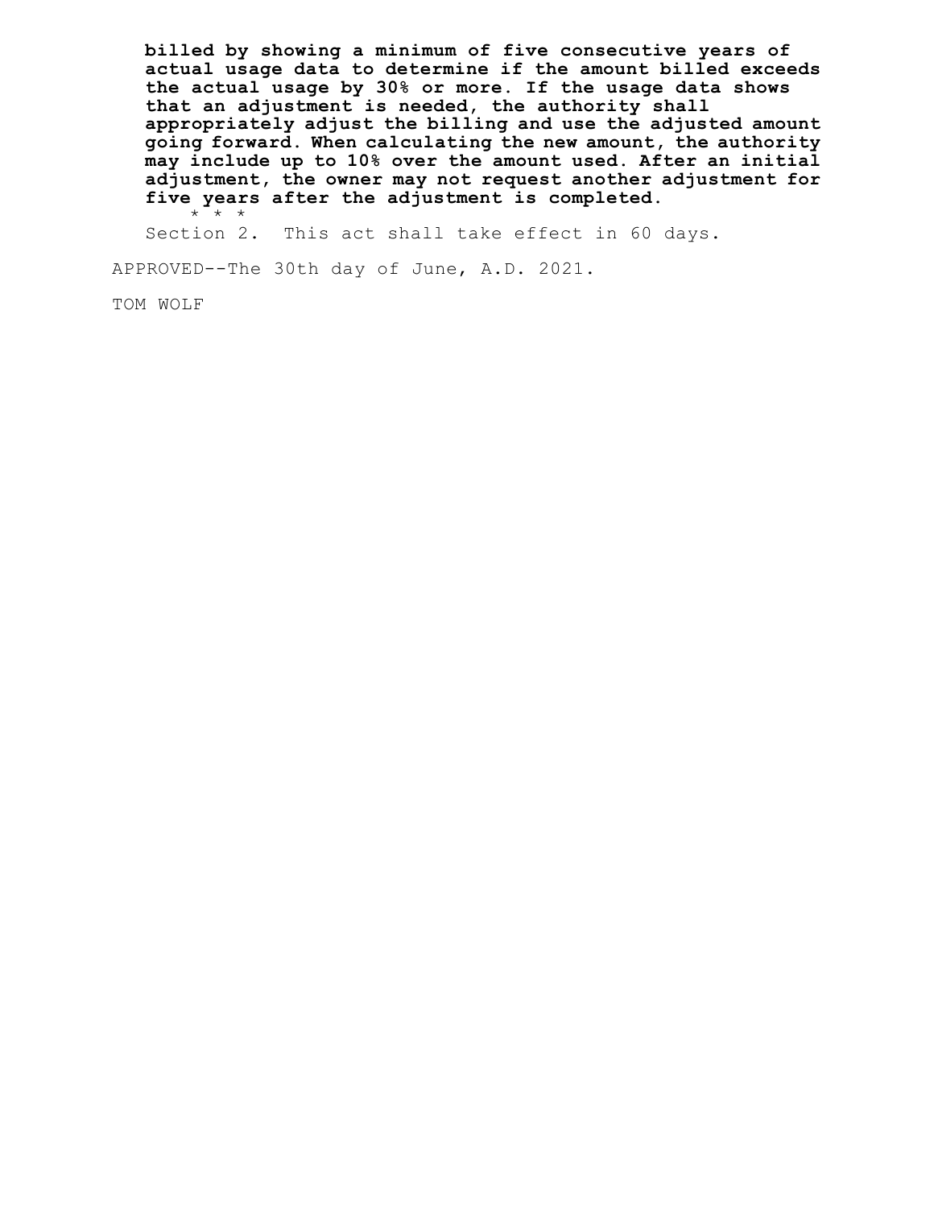**billed by showing a minimum of five consecutive years of actual usage data to determine if the amount billed exceeds the actual usage by 30% or more. If the usage data shows that an adjustment is needed, the authority shall appropriately adjust the billing and use the adjusted amount going forward. When calculating the new amount, the authority may include up to 10% over the amount used. After an initial adjustment, the owner may not request another adjustment for five years after the adjustment is completed.**

\* \* \*

Section 2. This act shall take effect in 60 days.

APPROVED--The 30th day of June, A.D. 2021.

TOM WOLF